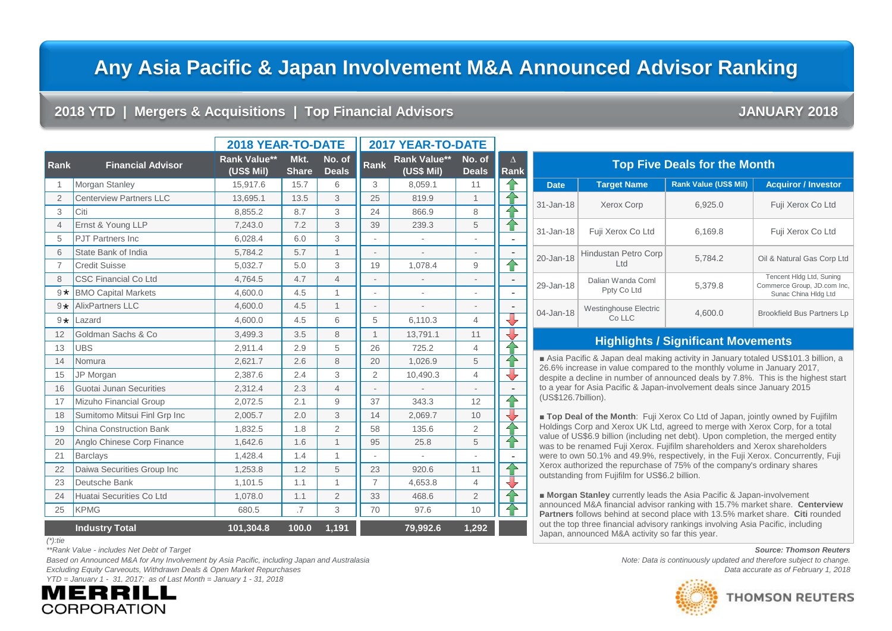# Any Asia Pacific & Japan Involvement M&A Announced Advisor Ranking

## 2018 YTD | Mergers & Acquisitions | Top Financial Advisors

**JANUARY 2018**

| | | 2018 YEAR-TO-DATE | | | 2017 YEAR-TO-DATE | | | |
|---|---|---|---|---|---|---|---|---|
| Rank | Financial Advisor | Rank Value** (US$ Mil) | Mkt. Share | No. of Deals | Rank | Rank Value** (US$ Mil) | No. of Deals | Δ Rank |
| 1 | Morgan Stanley | 15,917.6 | 15.7 | 6 | 3 | 8,059.1 | 11 | ↑ |
| 2 | Centerview Partners LLC | 13,695.1 | 13.5 | 3 | 25 | 819.9 | 1 | ↑ |
| 3 | Citi | 8,855.2 | 8.7 | 3 | 24 | 866.9 | 8 | ↑ |
| 4 | Ernst & Young LLP | 7,243.0 | 7.2 | 3 | 39 | 239.3 | 5 | ↑ |
| 5 | PJT Partners Inc | 6,028.4 | 6.0 | 3 | - | - | - | - |
| 6 | State Bank of India | 5,784.2 | 5.7 | 1 | - | - | - | - |
| 7 | Credit Suisse | 5,032.7 | 5.0 | 3 | 19 | 1,078.4 | 9 | ↑ |
| 8 | CSC Financial Co Ltd | 4,764.5 | 4.7 | 4 | - | - | - | - |
| 9* | BMO Capital Markets | 4,600.0 | 4.5 | 1 | - | - | - | - |
| 9* | AlixPartners LLC | 4,600.0 | 4.5 | 1 | - | - | - | - |
| 9* | Lazard | 4,600.0 | 4.5 | 6 | 5 | 6,110.3 | 4 | ↓ |
| 12 | Goldman Sachs & Co | 3,499.3 | 3.5 | 8 | 1 | 13,791.1 | 11 | ↓ |
| 13 | UBS | 2,911.4 | 2.9 | 5 | 26 | 725.2 | 4 | ↑ |
| 14 | Nomura | 2,621.7 | 2.6 | 8 | 20 | 1,026.9 | 5 | ↑ |
| 15 | JP Morgan | 2,387.6 | 2.4 | 3 | 2 | 10,490.3 | 4 | ↓ |
| 16 | Guotai Junan Securities | 2,312.4 | 2.3 | 4 | - | - | - | - |
| 17 | Mizuho Financial Group | 2,072.5 | 2.1 | 9 | 37 | 343.3 | 12 | ↑ |
| 18 | Sumitomo Mitsui Finl Grp Inc | 2,005.7 | 2.0 | 3 | 14 | 2,069.7 | 10 | ↓ |
| 19 | China Construction Bank | 1,832.5 | 1.8 | 2 | 58 | 135.6 | 2 | ↑ |
| 20 | Anglo Chinese Corp Finance | 1,642.6 | 1.6 | 1 | 95 | 25.8 | 5 | ↑ |
| 21 | Barclays | 1,428.4 | 1.4 | 1 | - | - | - | - |
| 22 | Daiwa Securities Group Inc | 1,253.8 | 1.2 | 5 | 23 | 920.6 | 11 | ↑ |
| 23 | Deutsche Bank | 1,101.5 | 1.1 | 1 | 7 | 4,653.8 | 4 | ↓ |
| 24 | Huatai Securities Co Ltd | 1,078.0 | 1.1 | 2 | 33 | 468.6 | 2 | ↑ |
| 25 | KPMG | 680.5 | .7 | 3 | 70 | 97.6 | 10 | ↑ |
| | **Industry Total** | **101,304.8** | **100.0** | **1,191** | | **79,992.6** | **1,292** | |

*(*):tie*

*\*\*Rank Value - includes Net Debt of Target*

*Based on Announced M&A for Any Involvement by Asia Pacific, including Japan and Australasia*

*Excluding Equity Carveouts, Withdrawn Deals & Open Market Repurchases*

*YTD = January 1 - 31, 2017; as of Last Month = January 1 - 31, 2018*

## Top Five Deals for the Month

| Date | Target Name | Rank Value (US$ Mil) | Acquiror / Investor |
|---|---|---|---|
| 31-Jan-18 | Xerox Corp | 6,925.0 | Fuji Xerox Co Ltd |
| 31-Jan-18 | Fuji Xerox Co Ltd | 6,169.8 | Fuji Xerox Co Ltd |
| 20-Jan-18 | Hindustan Petro Corp Ltd | 5,784.2 | Oil & Natural Gas Corp Ltd |
| 29-Jan-18 | Dalian Wanda Coml Ppty Co Ltd | 5,379.8 | Tencent Hldg Ltd, Suning Commerce Group, JD.com Inc, Sunac China Hldg Ltd |
| 04-Jan-18 | Westinghouse Electric Co LLC | 4,600.0 | Brookfield Bus Partners Lp |

## Highlights / Significant Movements

- Asia Pacific & Japan deal making activity in January totaled US$101.3 billion, a 26.6% increase in value compared to the monthly volume in January 2017, despite a decline in number of announced deals by 7.8%. This is the highest start to a year for Asia Pacific & Japan-involvement deals since January 2015 (US$126.7billion).

- **Top Deal of the Month**: Fuji Xerox Co Ltd of Japan, jointly owned by Fujifilm Holdings Corp and Xerox UK Ltd, agreed to merge with Xerox Corp, for a total value of US$6.9 billion (including net debt). Upon completion, the merged entity was to be renamed Fuji Xerox. Fujifilm shareholders and Xerox shareholders were to own 50.1% and 49.9%, respectively, in the Fuji Xerox. Concurrently, Fuji Xerox authorized the repurchase of 75% of the company's ordinary shares outstanding from Fujifilm for US$6.2 billion.

- **Morgan Stanley** currently leads the Asia Pacific & Japan-involvement announced M&A financial advisor ranking with 15.7% market share. **Centerview Partners** follows behind at second place with 13.5% market share. **Citi** rounded out the top three financial advisory rankings involving Asia Pacific, including Japan, announced M&A activity so far this year.

***Source: Thomson Reuters***

*Note: Data is continuously updated and therefore subject to change.*

*Data accurate as of February 1, 2018*

MERRILL CORPORATION

THOMSON REUTERS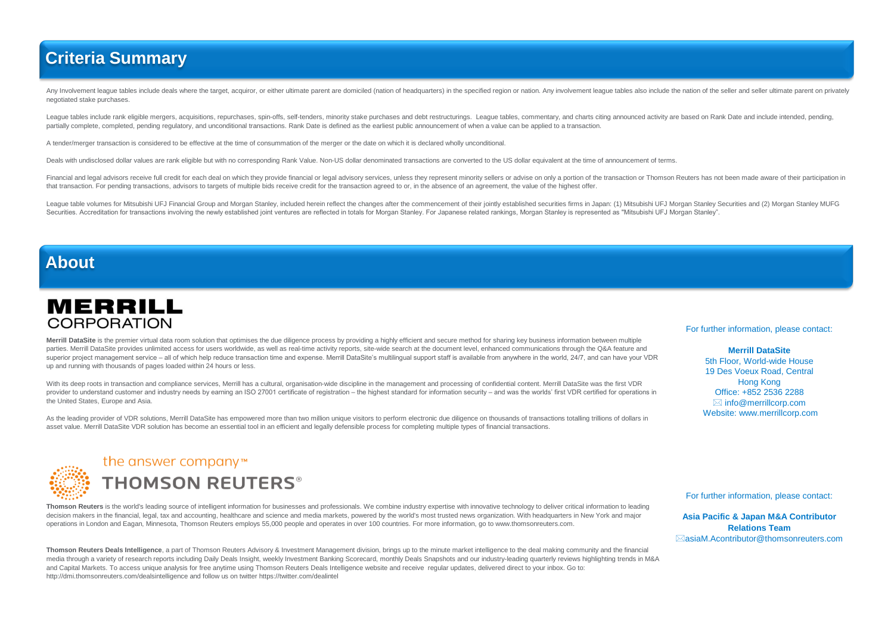## Criteria Summary

Any Involvement league tables include deals where the target, acquiror, or either ultimate parent are domiciled (nation of headquarters) in the specified region or nation. Any involvement league tables also include the nation of the seller and seller ultimate parent on privately negotiated stake purchases.

League tables include rank eligible mergers, acquisitions, repurchases, spin-offs, self-tenders, minority stake purchases and debt restructurings. League tables, commentary, and charts citing announced activity are based on Rank Date and include intended, pending, partially complete, completed, pending regulatory, and unconditional transactions. Rank Date is defined as the earliest public announcement of when a value can be applied to a transaction.

A tender/merger transaction is considered to be effective at the time of consummation of the merger or the date on which it is declared wholly unconditional.

Deals with undisclosed dollar values are rank eligible but with no corresponding Rank Value. Non-US dollar denominated transactions are converted to the US dollar equivalent at the time of announcement of terms.

Financial and legal advisors receive full credit for each deal on which they provide financial or legal advisory services, unless they represent minority sellers or advise on only a portion of the transaction or Thomson Reuters has not been made aware of their participation in that transaction. For pending transactions, advisors to targets of multiple bids receive credit for the transaction agreed to or, in the absence of an agreement, the value of the highest offer.

League table volumes for Mitsubishi UFJ Financial Group and Morgan Stanley, included herein reflect the changes after the commencement of their jointly established securities firms in Japan: (1) Mitsubishi UFJ Morgan Stanley Securities and (2) Morgan Stanley MUFG Securities. Accreditation for transactions involving the newly established joint ventures are reflected in totals for Morgan Stanley. For Japanese related rankings, Morgan Stanley is represented as "Mitsubishi UFJ Morgan Stanley".

## About

**MERRILL CORPORATION**

**Merrill DataSite** is the premier virtual data room solution that optimises the due diligence process by providing a highly efficient and secure method for sharing key business information between multiple parties. Merrill DataSite provides unlimited access for users worldwide, as well as real-time activity reports, site-wide search at the document level, enhanced communications through the Q&A feature and superior project management service – all of which help reduce transaction time and expense. Merrill DataSite's multilingual support staff is available from anywhere in the world, 24/7, and can have your VDR up and running with thousands of pages loaded within 24 hours or less.

With its deep roots in transaction and compliance services, Merrill has a cultural, organisation-wide discipline in the management and processing of confidential content. Merrill DataSite was the first VDR provider to understand customer and industry needs by earning an ISO 27001 certificate of registration – the highest standard for information security – and was the worlds' first VDR certified for operations in the United States, Europe and Asia.

As the leading provider of VDR solutions, Merrill DataSite has empowered more than two million unique visitors to perform electronic due diligence on thousands of transactions totalling trillions of dollars in asset value. Merrill DataSite VDR solution has become an essential tool in an efficient and legally defensible process for completing multiple types of financial transactions.

For further information, please contact:

**Merrill DataSite**
5th Floor, World-wide House
19 Des Voeux Road, Central
Hong Kong
Office: +852 2536 2288
info@merrillcorp.com
Website: www.merrillcorp.com

the answer company™
**THOMSON REUTERS®**

**Thomson Reuters** is the world's leading source of intelligent information for businesses and professionals. We combine industry expertise with innovative technology to deliver critical information to leading decision makers in the financial, legal, tax and accounting, healthcare and science and media markets, powered by the world's most trusted news organization. With headquarters in New York and major operations in London and Eagan, Minnesota, Thomson Reuters employs 55,000 people and operates in over 100 countries. For more information, go to www.thomsonreuters.com.

**Thomson Reuters Deals Intelligence**, a part of Thomson Reuters Advisory & Investment Management division, brings up to the minute market intelligence to the deal making community and the financial media through a variety of research reports including Daily Deals Insight, weekly Investment Banking Scorecard, monthly Deals Snapshots and our industry-leading quarterly reviews highlighting trends in M&A and Capital Markets. To access unique analysis for free anytime using Thomson Reuters Deals Intelligence website and receive regular updates, delivered direct to your inbox. Go to: http://dmi.thomsonreuters.com/dealsintelligence and follow us on twitter https://twitter.com/dealintel

For further information, please contact:

**Asia Pacific & Japan M&A Contributor Relations Team**
asiaM.Acontributor@thomsonreuters.com